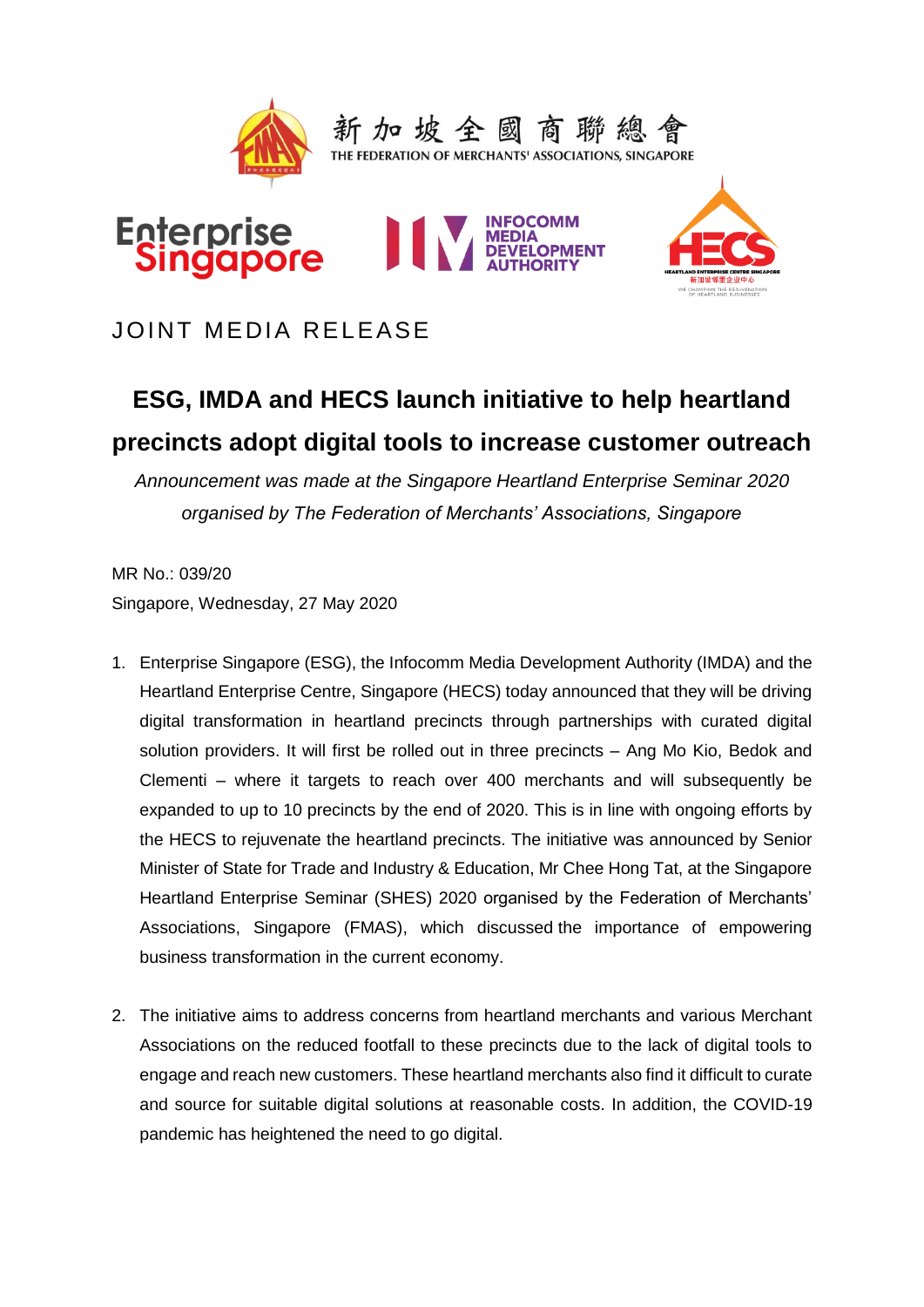新加坡全國商聯總會
THE FEDERATION OF MERCHANTS' ASSOCIATIONS, SINGAPORE

JOINT MEDIA RELEASE

# ESG, IMDA and HECS launch initiative to help heartland precincts adopt digital tools to increase customer outreach

*Announcement was made at the Singapore Heartland Enterprise Seminar 2020 organised by The Federation of Merchants' Associations, Singapore*

MR No.: 039/20
Singapore, Wednesday, 27 May 2020

1. Enterprise Singapore (ESG), the Infocomm Media Development Authority (IMDA) and the Heartland Enterprise Centre, Singapore (HECS) today announced that they will be driving digital transformation in heartland precincts through partnerships with curated digital solution providers. It will first be rolled out in three precincts – Ang Mo Kio, Bedok and Clementi – where it targets to reach over 400 merchants and will subsequently be expanded to up to 10 precincts by the end of 2020. This is in line with ongoing efforts by the HECS to rejuvenate the heartland precincts. The initiative was announced by Senior Minister of State for Trade and Industry & Education, Mr Chee Hong Tat, at the Singapore Heartland Enterprise Seminar (SHES) 2020 organised by the Federation of Merchants' Associations, Singapore (FMAS), which discussed the importance of empowering business transformation in the current economy.

2. The initiative aims to address concerns from heartland merchants and various Merchant Associations on the reduced footfall to these precincts due to the lack of digital tools to engage and reach new customers. These heartland merchants also find it difficult to curate and source for suitable digital solutions at reasonable costs. In addition, the COVID-19 pandemic has heightened the need to go digital.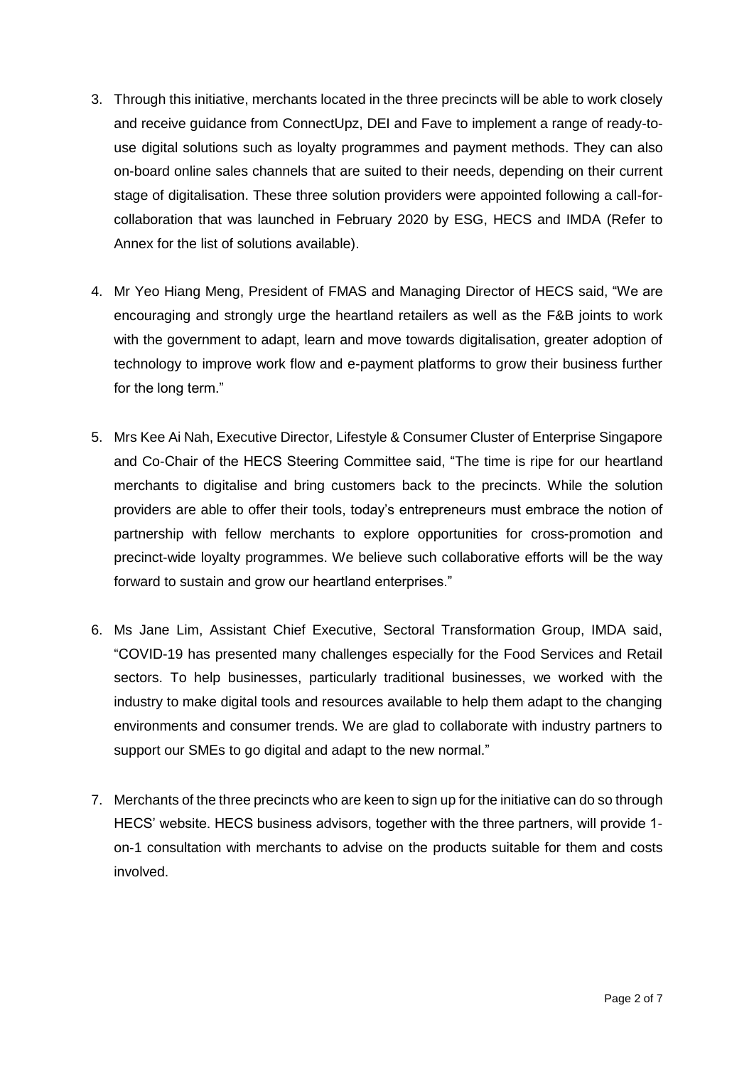3. Through this initiative, merchants located in the three precincts will be able to work closely and receive guidance from ConnectUpz, DEI and Fave to implement a range of ready-to-use digital solutions such as loyalty programmes and payment methods. They can also on-board online sales channels that are suited to their needs, depending on their current stage of digitalisation. These three solution providers were appointed following a call-for-collaboration that was launched in February 2020 by ESG, HECS and IMDA (Refer to Annex for the list of solutions available).

4. Mr Yeo Hiang Meng, President of FMAS and Managing Director of HECS said, "We are encouraging and strongly urge the heartland retailers as well as the F&B joints to work with the government to adapt, learn and move towards digitalisation, greater adoption of technology to improve work flow and e-payment platforms to grow their business further for the long term."

5. Mrs Kee Ai Nah, Executive Director, Lifestyle & Consumer Cluster of Enterprise Singapore and Co-Chair of the HECS Steering Committee said, "The time is ripe for our heartland merchants to digitalise and bring customers back to the precincts. While the solution providers are able to offer their tools, today's entrepreneurs must embrace the notion of partnership with fellow merchants to explore opportunities for cross-promotion and precinct-wide loyalty programmes. We believe such collaborative efforts will be the way forward to sustain and grow our heartland enterprises."

6. Ms Jane Lim, Assistant Chief Executive, Sectoral Transformation Group, IMDA said, "COVID-19 has presented many challenges especially for the Food Services and Retail sectors. To help businesses, particularly traditional businesses, we worked with the industry to make digital tools and resources available to help them adapt to the changing environments and consumer trends. We are glad to collaborate with industry partners to support our SMEs to go digital and adapt to the new normal."

7. Merchants of the three precincts who are keen to sign up for the initiative can do so through HECS' website. HECS business advisors, together with the three partners, will provide 1-on-1 consultation with merchants to advise on the products suitable for them and costs involved.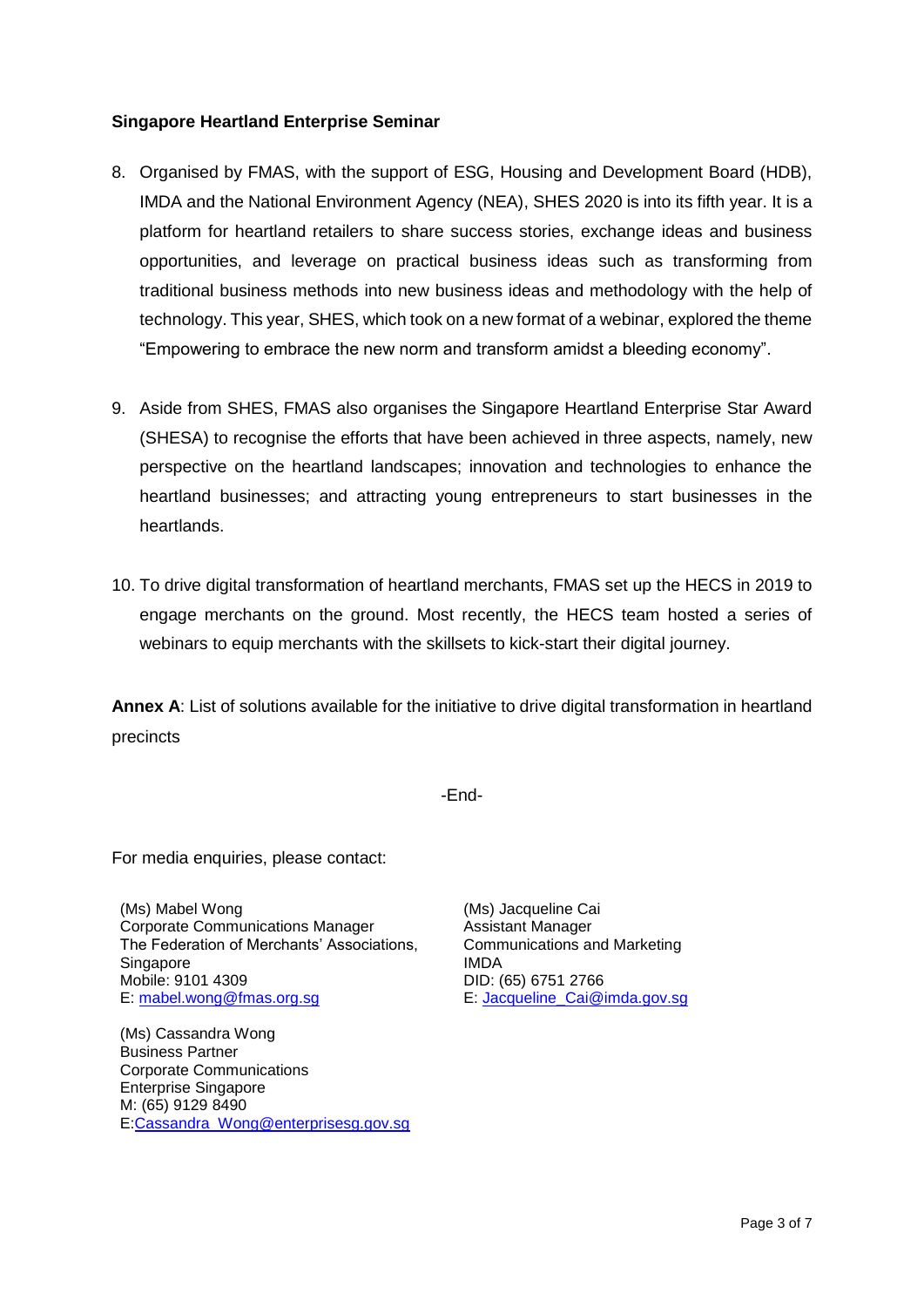**Singapore Heartland Enterprise Seminar**

8. Organised by FMAS, with the support of ESG, Housing and Development Board (HDB), IMDA and the National Environment Agency (NEA), SHES 2020 is into its fifth year. It is a platform for heartland retailers to share success stories, exchange ideas and business opportunities, and leverage on practical business ideas such as transforming from traditional business methods into new business ideas and methodology with the help of technology. This year, SHES, which took on a new format of a webinar, explored the theme "Empowering to embrace the new norm and transform amidst a bleeding economy".

9. Aside from SHES, FMAS also organises the Singapore Heartland Enterprise Star Award (SHESA) to recognise the efforts that have been achieved in three aspects, namely, new perspective on the heartland landscapes; innovation and technologies to enhance the heartland businesses; and attracting young entrepreneurs to start businesses in the heartlands.

10. To drive digital transformation of heartland merchants, FMAS set up the HECS in 2019 to engage merchants on the ground. Most recently, the HECS team hosted a series of webinars to equip merchants with the skillsets to kick-start their digital journey.

**Annex A**: List of solutions available for the initiative to drive digital transformation in heartland precincts

-End-

For media enquiries, please contact:

(Ms) Mabel Wong
Corporate Communications Manager
The Federation of Merchants' Associations, Singapore
Mobile: 9101 4309
E: mabel.wong@fmas.org.sg

(Ms) Jacqueline Cai
Assistant Manager
Communications and Marketing
IMDA
DID: (65) 6751 2766
E: Jacqueline_Cai@imda.gov.sg

(Ms) Cassandra Wong
Business Partner
Corporate Communications
Enterprise Singapore
M: (65) 9129 8490
E:Cassandra_Wong@enterprisesg.gov.sg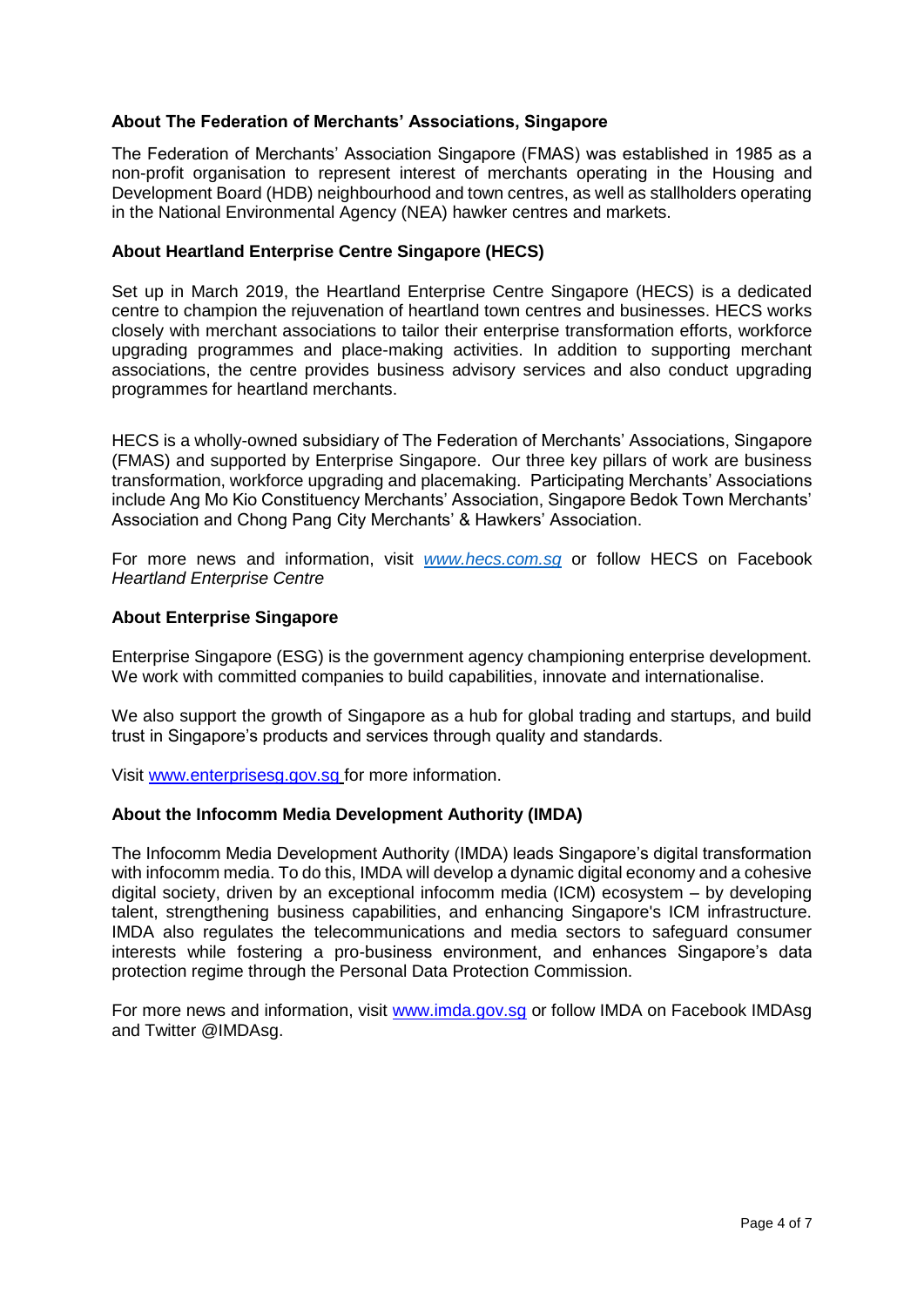**About The Federation of Merchants' Associations, Singapore**

The Federation of Merchants' Association Singapore (FMAS) was established in 1985 as a non-profit organisation to represent interest of merchants operating in the Housing and Development Board (HDB) neighbourhood and town centres, as well as stallholders operating in the National Environmental Agency (NEA) hawker centres and markets.

**About Heartland Enterprise Centre Singapore (HECS)**

Set up in March 2019, the Heartland Enterprise Centre Singapore (HECS) is a dedicated centre to champion the rejuvenation of heartland town centres and businesses. HECS works closely with merchant associations to tailor their enterprise transformation efforts, workforce upgrading programmes and place-making activities. In addition to supporting merchant associations, the centre provides business advisory services and also conduct upgrading programmes for heartland merchants.

HECS is a wholly-owned subsidiary of The Federation of Merchants' Associations, Singapore (FMAS) and supported by Enterprise Singapore. Our three key pillars of work are business transformation, workforce upgrading and placemaking. Participating Merchants' Associations include Ang Mo Kio Constituency Merchants' Association, Singapore Bedok Town Merchants' Association and Chong Pang City Merchants' & Hawkers' Association.

For more news and information, visit *www.hecs.com.sg* or follow HECS on Facebook *Heartland Enterprise Centre*

**About Enterprise Singapore**

Enterprise Singapore (ESG) is the government agency championing enterprise development. We work with committed companies to build capabilities, innovate and internationalise.

We also support the growth of Singapore as a hub for global trading and startups, and build trust in Singapore's products and services through quality and standards.

Visit www.enterprisesg.gov.sg for more information.

**About the Infocomm Media Development Authority (IMDA)**

The Infocomm Media Development Authority (IMDA) leads Singapore's digital transformation with infocomm media. To do this, IMDA will develop a dynamic digital economy and a cohesive digital society, driven by an exceptional infocomm media (ICM) ecosystem – by developing talent, strengthening business capabilities, and enhancing Singapore's ICM infrastructure. IMDA also regulates the telecommunications and media sectors to safeguard consumer interests while fostering a pro-business environment, and enhances Singapore's data protection regime through the Personal Data Protection Commission.

For more news and information, visit www.imda.gov.sg or follow IMDA on Facebook IMDAsg and Twitter @IMDAsg.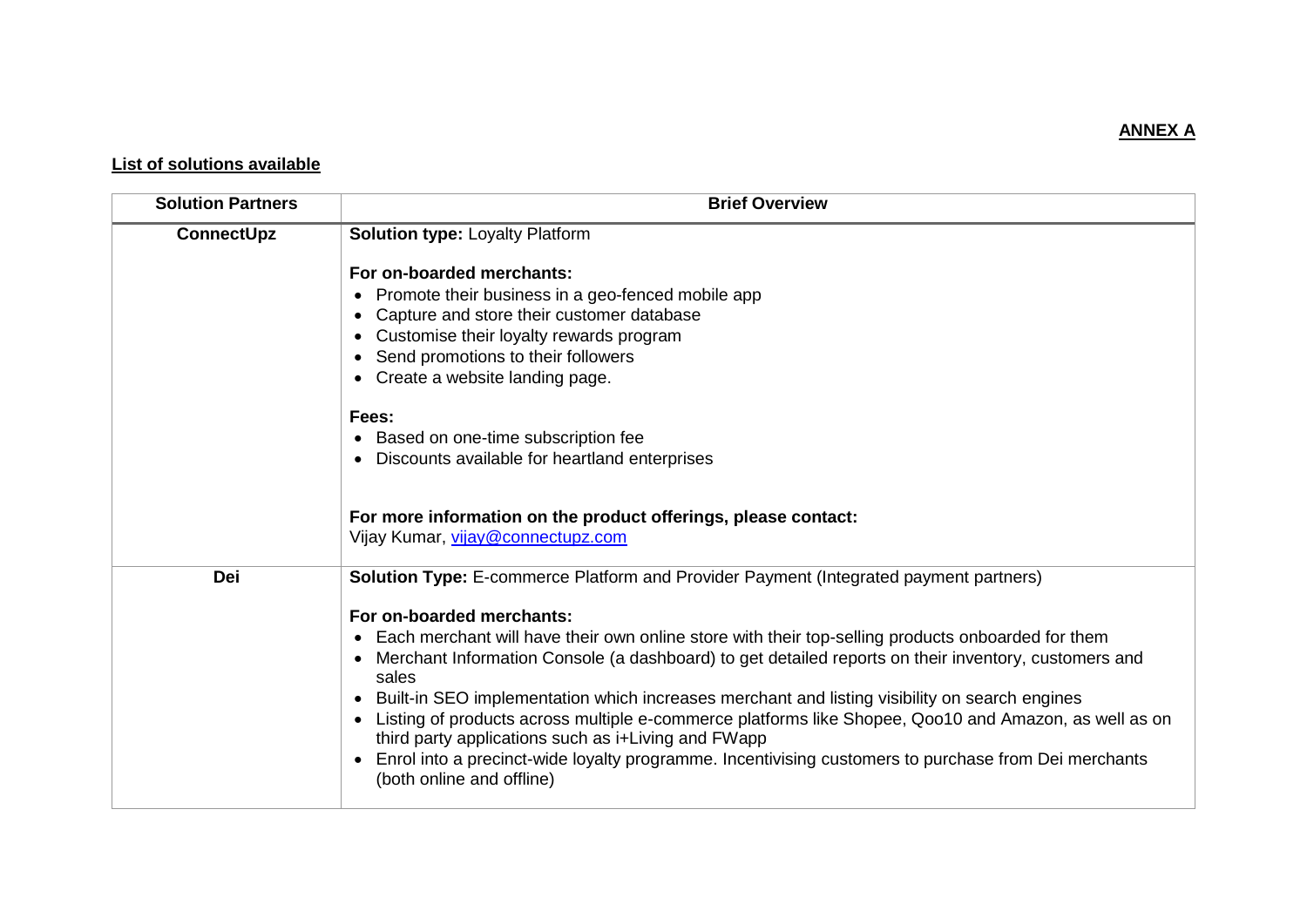**ANNEX A**

**List of solutions available**

| Solution Partners | Brief Overview |
|---|---|
| **ConnectUpz** | **Solution type:** Loyalty Platform<br><br>**For on-boarded merchants:**<br>• Promote their business in a geo-fenced mobile app<br>• Capture and store their customer database<br>• Customise their loyalty rewards program<br>• Send promotions to their followers<br>• Create a website landing page.<br><br>**Fees:**<br>• Based on one-time subscription fee<br>• Discounts available for heartland enterprises<br><br>**For more information on the product offerings, please contact:**<br>Vijay Kumar, vijay@connectupz.com |
| **Dei** | **Solution Type:** E-commerce Platform and Provider Payment (Integrated payment partners)<br><br>**For on-boarded merchants:**<br>• Each merchant will have their own online store with their top-selling products onboarded for them<br>• Merchant Information Console (a dashboard) to get detailed reports on their inventory, customers and sales<br>• Built-in SEO implementation which increases merchant and listing visibility on search engines<br>• Listing of products across multiple e-commerce platforms like Shopee, Qoo10 and Amazon, as well as on third party applications such as i+Living and FWapp<br>• Enrol into a precinct-wide loyalty programme. Incentivising customers to purchase from Dei merchants (both online and offline) |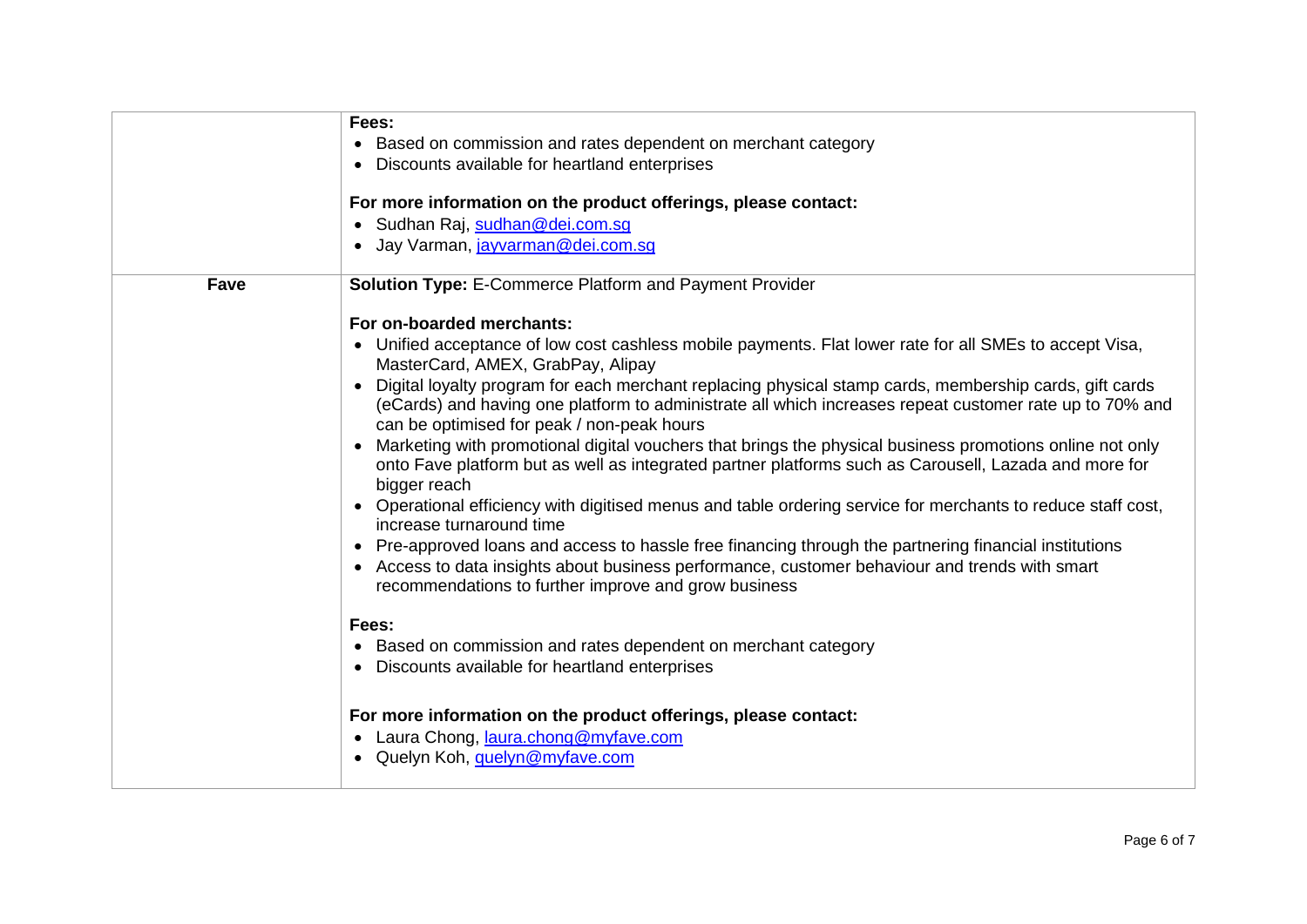| | |
|---|---|
| | **Fees:**<br>• Based on commission and rates dependent on merchant category<br>• Discounts available for heartland enterprises<br><br>**For more information on the product offerings, please contact:**<br>• Sudhan Raj, sudhan@dei.com.sg<br>• Jay Varman, jayvarman@dei.com.sg |
| **Fave** | **Solution Type:** E-Commerce Platform and Payment Provider<br><br>**For on-boarded merchants:**<br>• Unified acceptance of low cost cashless mobile payments. Flat lower rate for all SMEs to accept Visa, MasterCard, AMEX, GrabPay, Alipay<br>• Digital loyalty program for each merchant replacing physical stamp cards, membership cards, gift cards (eCards) and having one platform to administrate all which increases repeat customer rate up to 70% and can be optimised for peak / non-peak hours<br>• Marketing with promotional digital vouchers that brings the physical business promotions online not only onto Fave platform but as well as integrated partner platforms such as Carousell, Lazada and more for bigger reach<br>• Operational efficiency with digitised menus and table ordering service for merchants to reduce staff cost, increase turnaround time<br>• Pre-approved loans and access to hassle free financing through the partnering financial institutions<br>• Access to data insights about business performance, customer behaviour and trends with smart recommendations to further improve and grow business<br><br>**Fees:**<br>• Based on commission and rates dependent on merchant category<br>• Discounts available for heartland enterprises<br><br>**For more information on the product offerings, please contact:**<br>• Laura Chong, laura.chong@myfave.com<br>• Quelyn Koh, quelyn@myfave.com |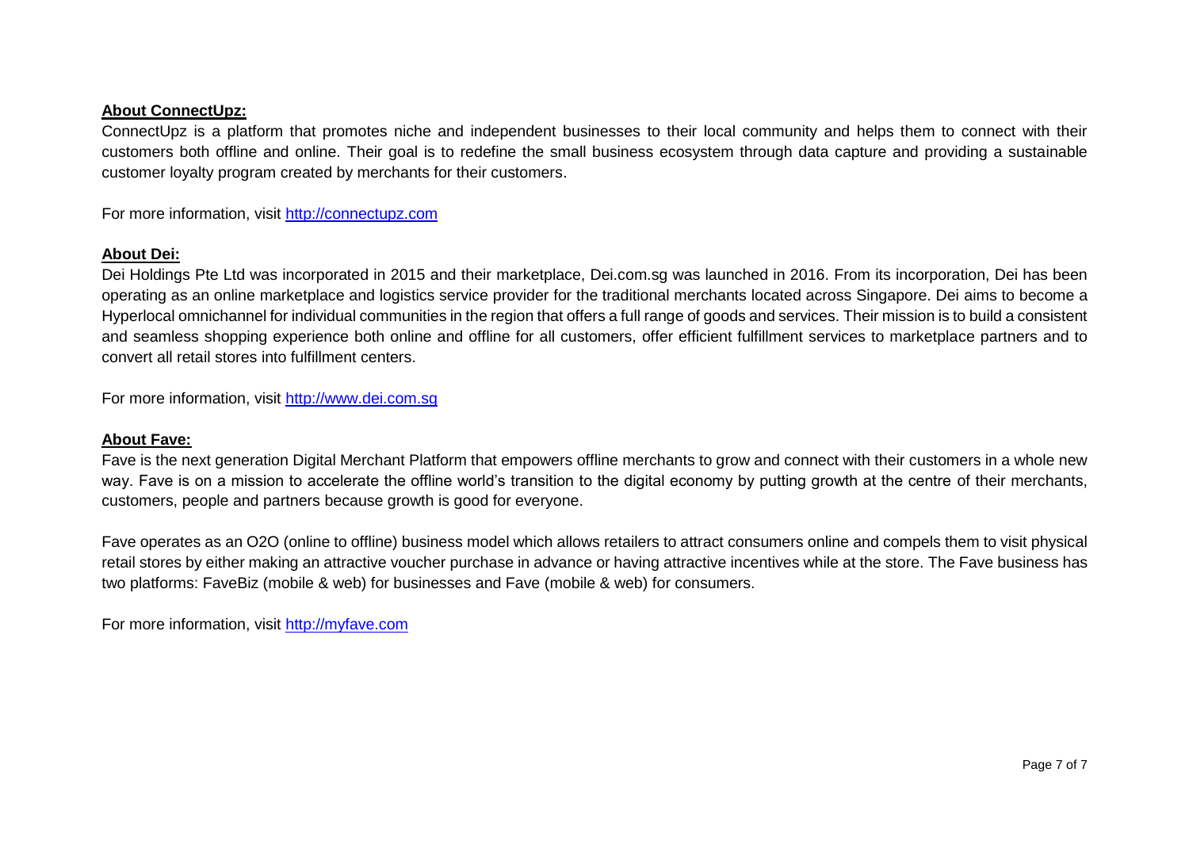**About ConnectUpz:**

ConnectUpz is a platform that promotes niche and independent businesses to their local community and helps them to connect with their customers both offline and online. Their goal is to redefine the small business ecosystem through data capture and providing a sustainable customer loyalty program created by merchants for their customers.

For more information, visit [http://connectupz.com](http://connectupz.com)

**About Dei:**

Dei Holdings Pte Ltd was incorporated in 2015 and their marketplace, Dei.com.sg was launched in 2016. From its incorporation, Dei has been operating as an online marketplace and logistics service provider for the traditional merchants located across Singapore. Dei aims to become a Hyperlocal omnichannel for individual communities in the region that offers a full range of goods and services. Their mission is to build a consistent and seamless shopping experience both online and offline for all customers, offer efficient fulfillment services to marketplace partners and to convert all retail stores into fulfillment centers.

For more information, visit [http://www.dei.com.sg](http://www.dei.com.sg)

**About Fave:**

Fave is the next generation Digital Merchant Platform that empowers offline merchants to grow and connect with their customers in a whole new way. Fave is on a mission to accelerate the offline world's transition to the digital economy by putting growth at the centre of their merchants, customers, people and partners because growth is good for everyone.

Fave operates as an O2O (online to offline) business model which allows retailers to attract consumers online and compels them to visit physical retail stores by either making an attractive voucher purchase in advance or having attractive incentives while at the store. The Fave business has two platforms: FaveBiz (mobile & web) for businesses and Fave (mobile & web) for consumers.

For more information, visit [http://myfave.com](http://myfave.com)